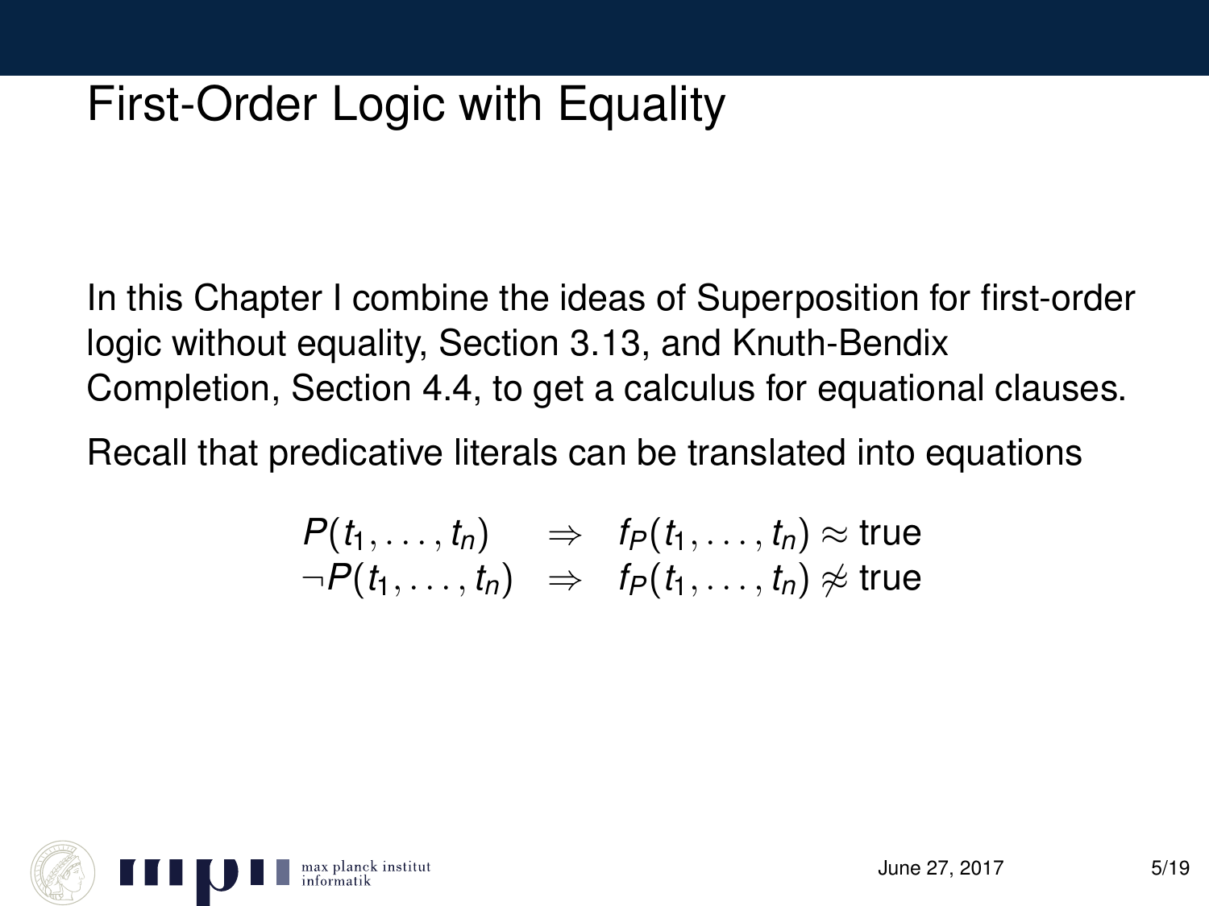# First-Order Logic with Equality

In this Chapter I combine the ideas of Superposition for first-order logic without equality, Section 3.13, and Knuth-Bendix Completion, Section 4.4, to get a calculus for equational clauses.

Recall that predicative literals can be translated into equations

$$
\begin{array}{lcl}
P(t_1, \ldots, t_n) & \Rightarrow & f_P(t_1, \ldots, t_n) \approx \text{true} \\
\neg P(t_1, \ldots, t_n) & \Rightarrow & f_P(t_1, \ldots, t_n) \not\approx \text{true}
\end{array}
$$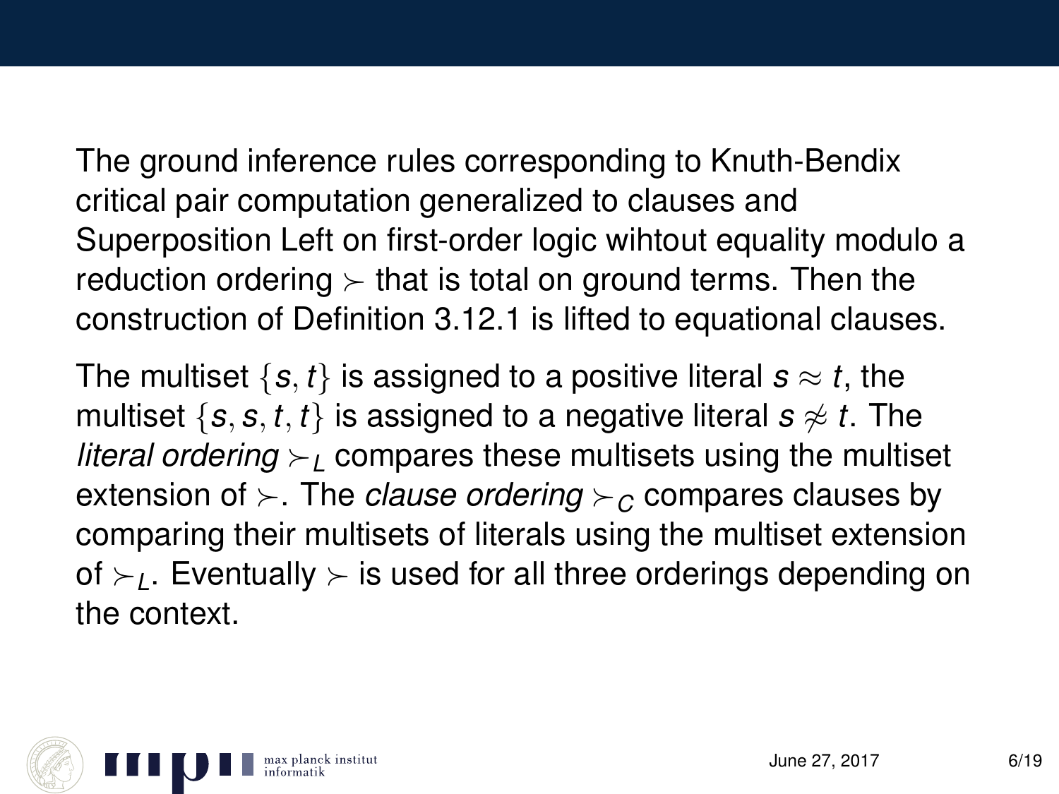The ground inference rules corresponding to Knuth-Bendix critical pair computation generalized to clauses and Superposition Left on first-order logic wihtout equality modulo a reduction ordering $\succ$ that is total on ground terms. Then the construction of Definition 3.12.1 is lifted to equational clauses.

The multiset $\{s, t\}$ is assigned to a positive literal $s \approx t$, the multiset $\{s, s, t, t\}$ is assigned to a negative literal $s \not\approx t$. The *literal ordering* $\succ_L$ compares these multisets using the multiset extension of $\succ$. The *clause ordering* $\succ_C$ compares clauses by comparing their multisets of literals using the multiset extension of $\succ_L$. Eventually $\succ$ is used for all three orderings depending on the context.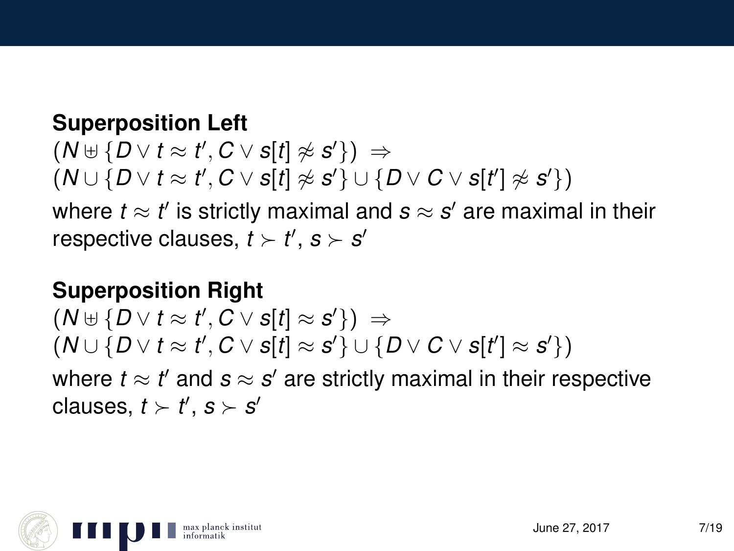**Superposition Left**

$$(N \uplus \{D \vee t \approx t', C \vee s[t] \not\approx s'\}) \;\Rightarrow$$
$$(N \cup \{D \vee t \approx t', C \vee s[t] \not\approx s'\} \cup \{D \vee C \vee s[t'] \not\approx s'\})$$

where $t \approx t'$ is strictly maximal and $s \approx s'$ are maximal in their respective clauses, $t \succ t'$, $s \succ s'$

**Superposition Right**

$$(N \uplus \{D \vee t \approx t', C \vee s[t] \approx s'\}) \;\Rightarrow$$
$$(N \cup \{D \vee t \approx t', C \vee s[t] \approx s'\} \cup \{D \vee C \vee s[t'] \approx s'\})$$

where $t \approx t'$ and $s \approx s'$ are strictly maximal in their respective clauses, $t \succ t'$, $s \succ s'$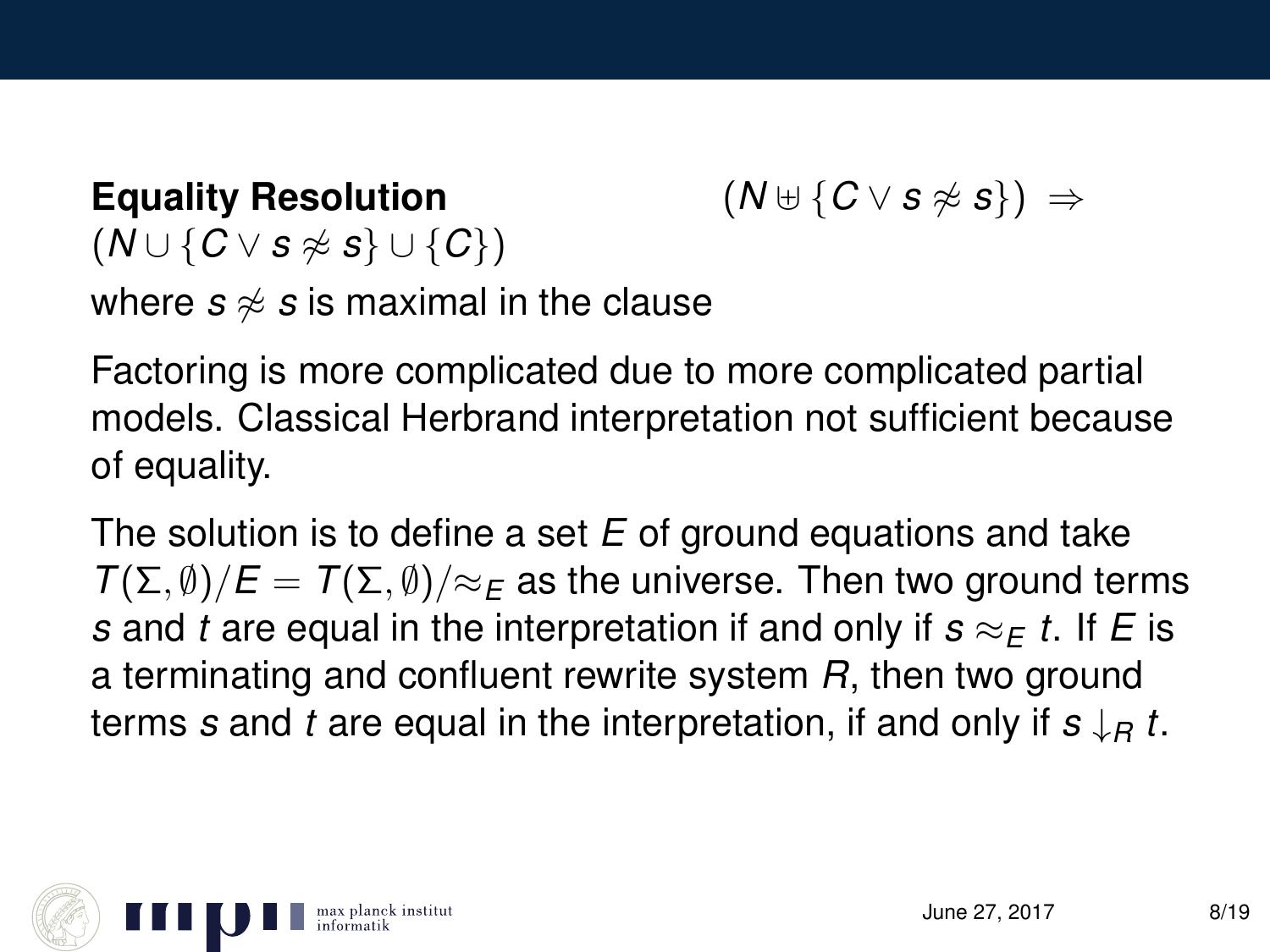**Equality Resolution** $(N \uplus \{C \vee s \not\approx s\}) \Rightarrow (N \cup \{C \vee s \not\approx s\} \cup \{C\})$

where $s \not\approx s$ is maximal in the clause

Factoring is more complicated due to more complicated partial models. Classical Herbrand interpretation not sufficient because of equality.

The solution is to define a set $E$ of ground equations and take $T(\Sigma, \emptyset)/E = T(\Sigma, \emptyset)/{\approx_E}$ as the universe. Then two ground terms $s$ and $t$ are equal in the interpretation if and only if $s \approx_E t$. If $E$ is a terminating and confluent rewrite system $R$, then two ground terms $s$ and $t$ are equal in the interpretation, if and only if $s \downarrow_R t$.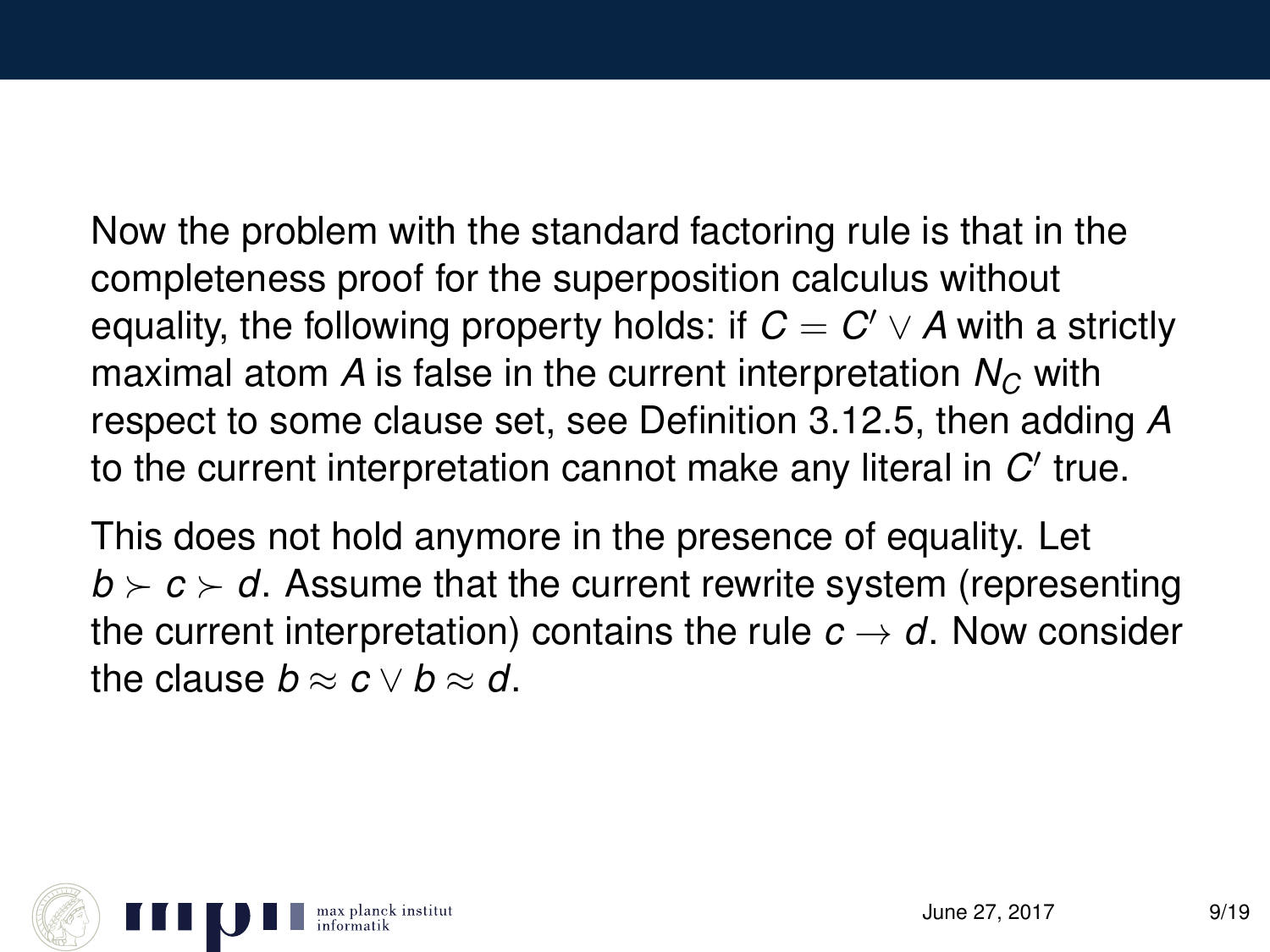Now the problem with the standard factoring rule is that in the completeness proof for the superposition calculus without equality, the following property holds: if $C = C' \vee A$ with a strictly maximal atom $A$ is false in the current interpretation $N_C$ with respect to some clause set, see Definition 3.12.5, then adding $A$ to the current interpretation cannot make any literal in $C'$ true.

This does not hold anymore in the presence of equality. Let $b \succ c \succ d$. Assume that the current rewrite system (representing the current interpretation) contains the rule $c \rightarrow d$. Now consider the clause $b \approx c \vee b \approx d$.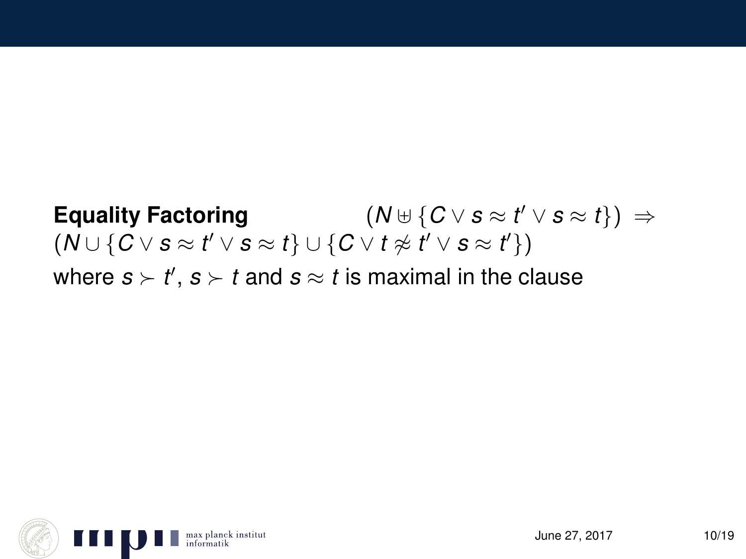**Equality Factoring** $(N \uplus \{C \vee s \approx t' \vee s \approx t\}) \Rightarrow (N \cup \{C \vee s \approx t' \vee s \approx t\} \cup \{C \vee t \not\approx t' \vee s \approx t'\})$

where $s \succ t'$, $s \succ t$ and $s \approx t$ is maximal in the clause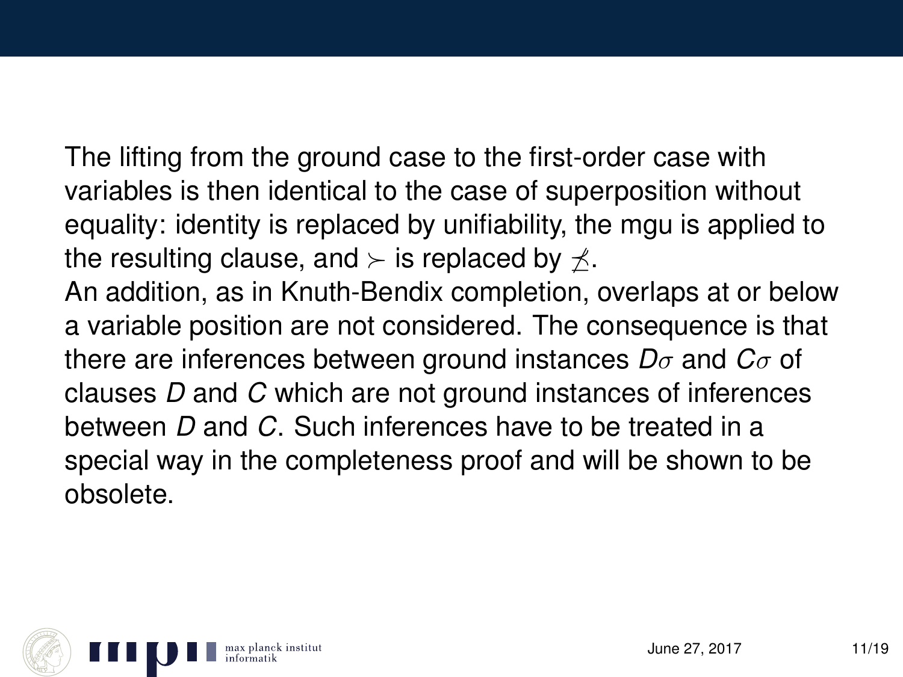The lifting from the ground case to the first-order case with variables is then identical to the case of superposition without equality: identity is replaced by unifiability, the mgu is applied to the resulting clause, and $\succ$ is replaced by $\not\preceq$.

An addition, as in Knuth-Bendix completion, overlaps at or below a variable position are not considered. The consequence is that there are inferences between ground instances $D\sigma$ and $C\sigma$ of clauses $D$ and $C$ which are not ground instances of inferences between $D$ and $C$. Such inferences have to be treated in a special way in the completeness proof and will be shown to be obsolete.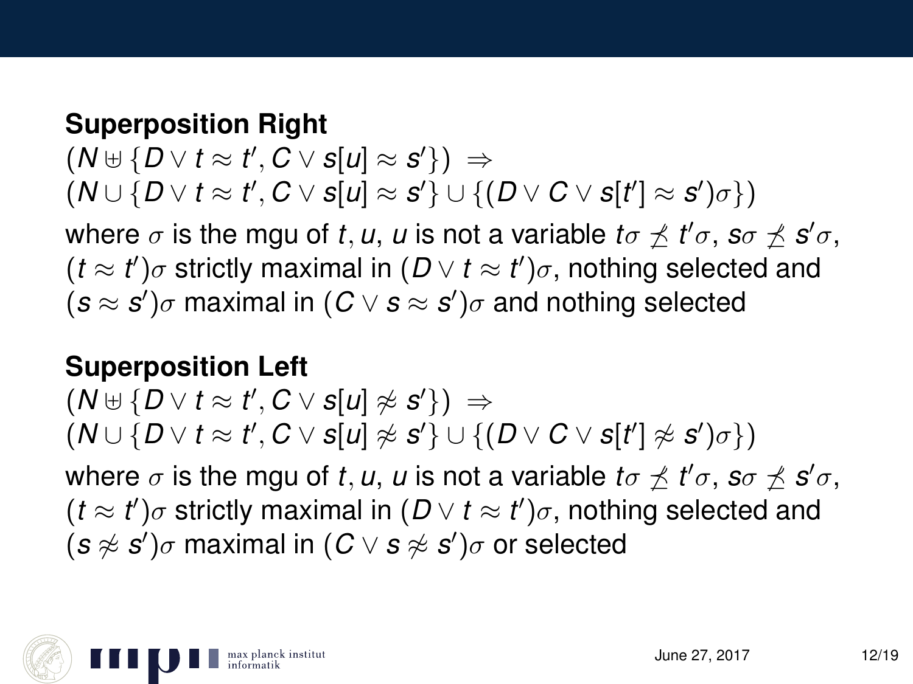**Superposition Right**

$(N \uplus \{D \vee t \approx t', C \vee s[u] \approx s'\}) \;\Rightarrow$
$(N \cup \{D \vee t \approx t', C \vee s[u] \approx s'\} \cup \{(D \vee C \vee s[t'] \approx s')\sigma\})$

where $\sigma$ is the mgu of $t, u$, $u$ is not a variable $t\sigma \not\preceq t'\sigma$, $s\sigma \not\preceq s'\sigma$, $(t \approx t')\sigma$ strictly maximal in $(D \vee t \approx t')\sigma$, nothing selected and $(s \approx s')\sigma$ maximal in $(C \vee s \approx s')\sigma$ and nothing selected

**Superposition Left**

$(N \uplus \{D \vee t \approx t', C \vee s[u] \not\approx s'\}) \;\Rightarrow$
$(N \cup \{D \vee t \approx t', C \vee s[u] \not\approx s'\} \cup \{(D \vee C \vee s[t'] \not\approx s')\sigma\})$

where $\sigma$ is the mgu of $t, u$, $u$ is not a variable $t\sigma \not\preceq t'\sigma$, $s\sigma \not\preceq s'\sigma$, $(t \approx t')\sigma$ strictly maximal in $(D \vee t \approx t')\sigma$, nothing selected and $(s \not\approx s')\sigma$ maximal in $(C \vee s \not\approx s')\sigma$ or selected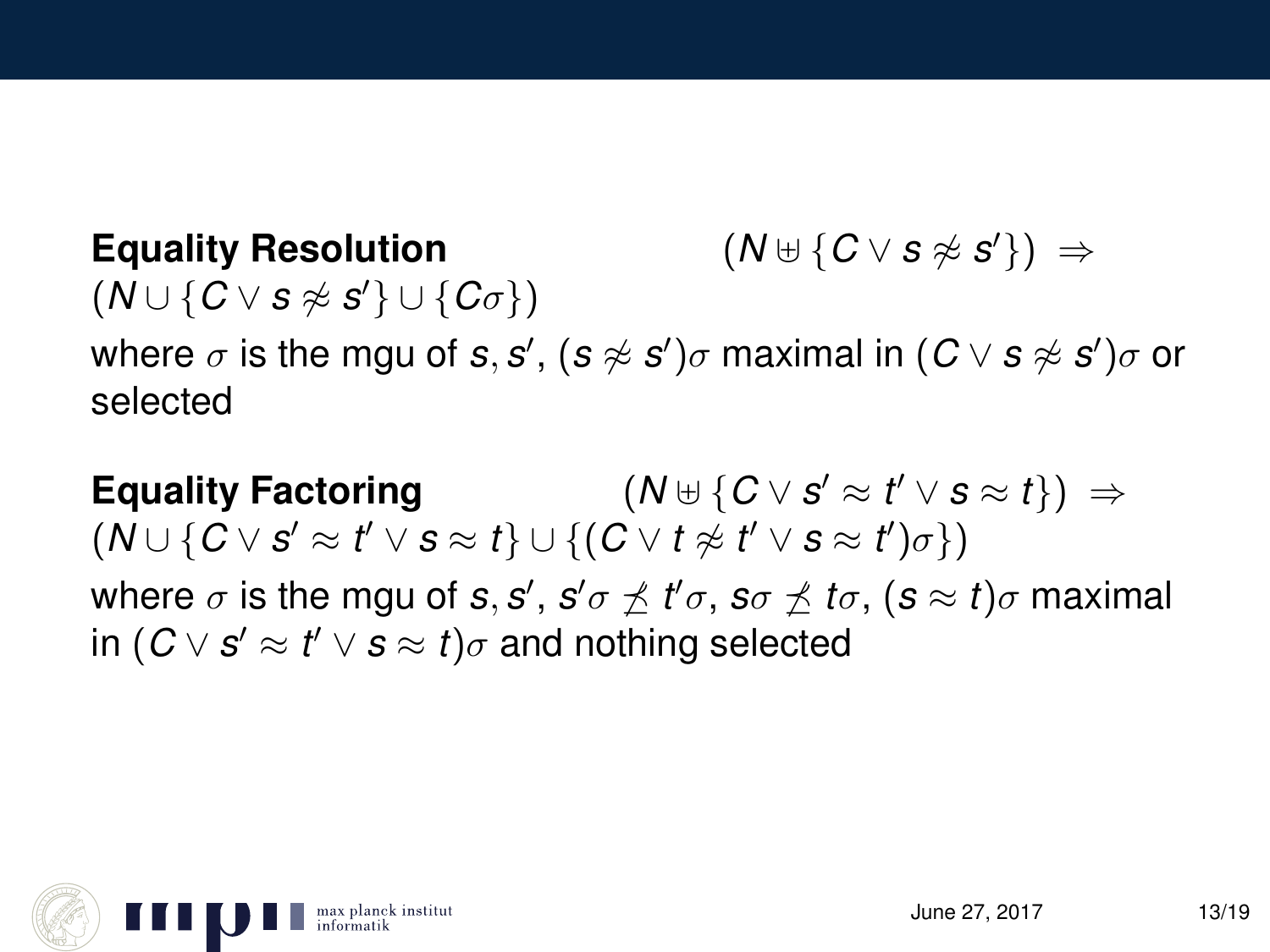**Equality Resolution** $(N \uplus \{C \vee s \not\approx s'\}) \Rightarrow (N \cup \{C \vee s \not\approx s'\} \cup \{C\sigma\})$

where $\sigma$ is the mgu of $s, s'$, $(s \not\approx s')\sigma$ maximal in $(C \vee s \not\approx s')\sigma$ or selected

**Equality Factoring** $(N \uplus \{C \vee s' \approx t' \vee s \approx t\}) \Rightarrow (N \cup \{C \vee s' \approx t' \vee s \approx t\} \cup \{(C \vee t \not\approx t' \vee s \approx t')\sigma\})$

where $\sigma$ is the mgu of $s, s'$, $s'\sigma \not\preceq t'\sigma$, $s\sigma \not\preceq t\sigma$, $(s \approx t)\sigma$ maximal in $(C \vee s' \approx t' \vee s \approx t)\sigma$ and nothing selected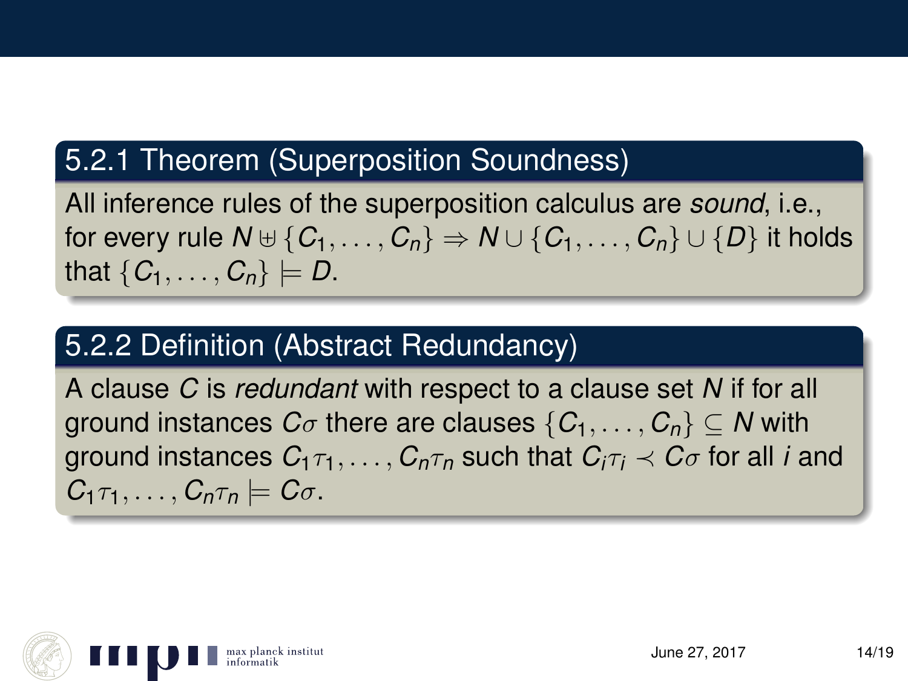### 5.2.1 Theorem (Superposition Soundness)

All inference rules of the superposition calculus are *sound*, i.e., for every rule $N \uplus \{C_1, \ldots, C_n\} \Rightarrow N \cup \{C_1, \ldots, C_n\} \cup \{D\}$ it holds that $\{C_1, \ldots, C_n\} \models D$.

### 5.2.2 Definition (Abstract Redundancy)

A clause $C$ is *redundant* with respect to a clause set $N$ if for all ground instances $C\sigma$ there are clauses $\{C_1, \ldots, C_n\} \subseteq N$ with ground instances $C_1\tau_1, \ldots, C_n\tau_n$ such that $C_i\tau_i \prec C\sigma$ for all $i$ and $C_1\tau_1, \ldots, C_n\tau_n \models C\sigma$.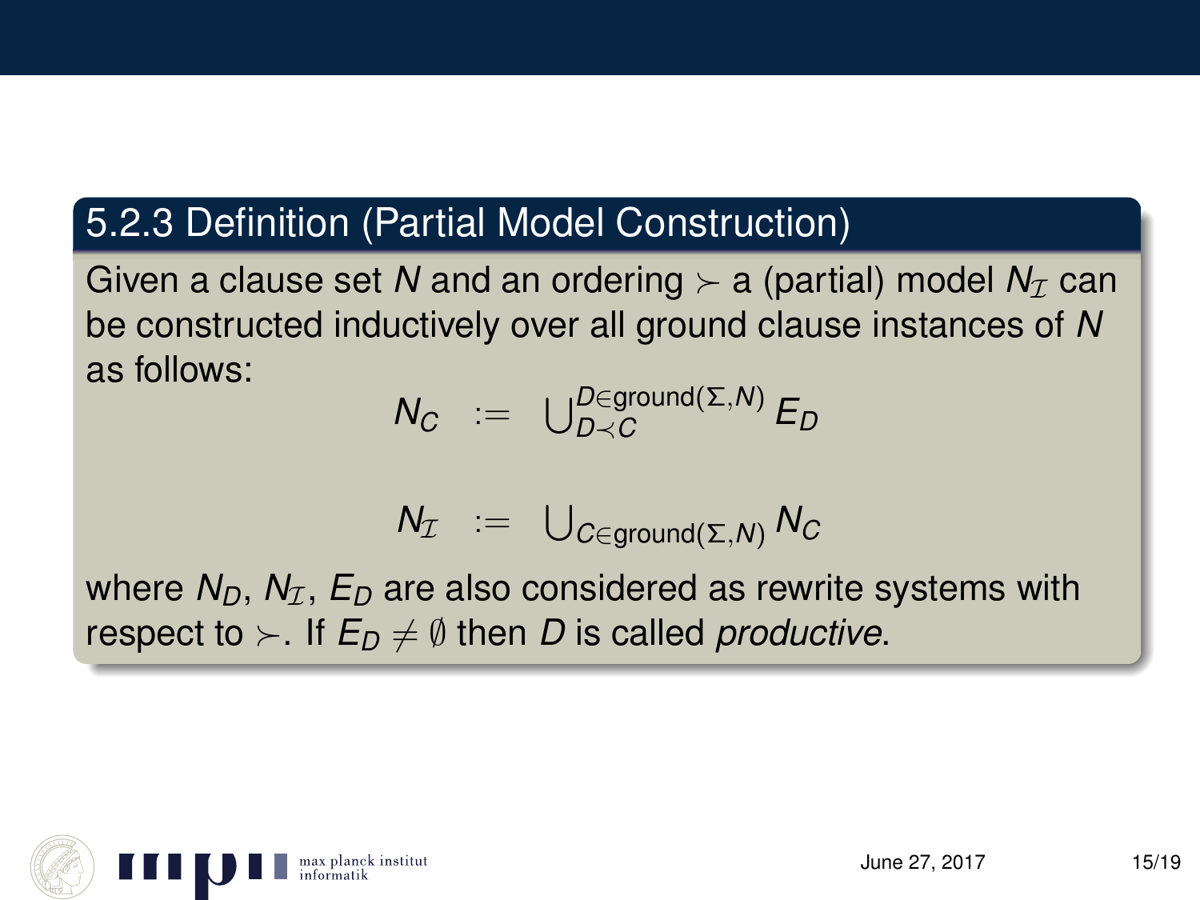### 5.2.3 Definition (Partial Model Construction)

Given a clause set $N$ and an ordering $\succ$ a (partial) model $N_{\mathcal{I}}$ can be constructed inductively over all ground clause instances of $N$ as follows:

$$N_C := \bigcup_{D \prec C}^{D \in \text{ground}(\Sigma, N)} E_D$$

$$N_{\mathcal{I}} := \bigcup_{C \in \text{ground}(\Sigma, N)} N_C$$

where $N_D$, $N_{\mathcal{I}}$, $E_D$ are also considered as rewrite systems with respect to $\succ$. If $E_D \neq \emptyset$ then $D$ is called *productive*.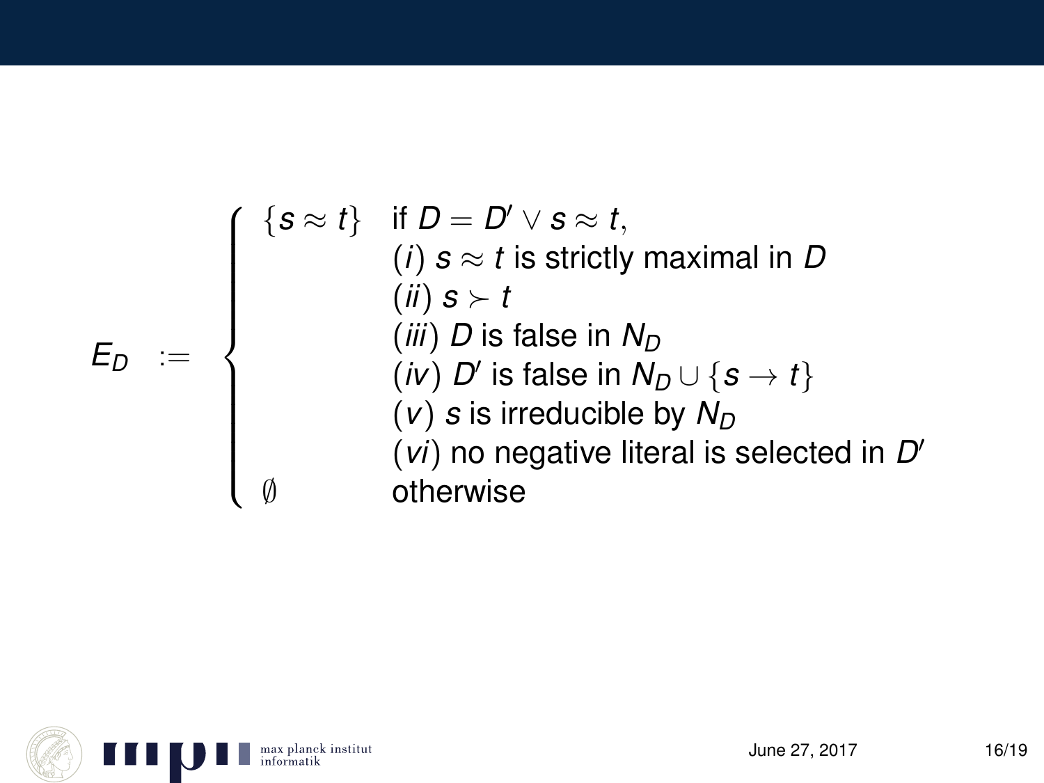$$
E_D \;:=\; \begin{cases} \{s \approx t\} & \text{if } D = D' \vee s \approx t, \\ & (i)\ s \approx t \text{ is strictly maximal in } D \\ & (ii)\ s \succ t \\ & (iii)\ D \text{ is false in } N_D \\ & (iv)\ D' \text{ is false in } N_D \cup \{s \to t\} \\ & (v)\ s \text{ is irreducible by } N_D \\ & (vi) \text{ no negative literal is selected in } D' \\ \emptyset & \text{otherwise} \end{cases}
$$